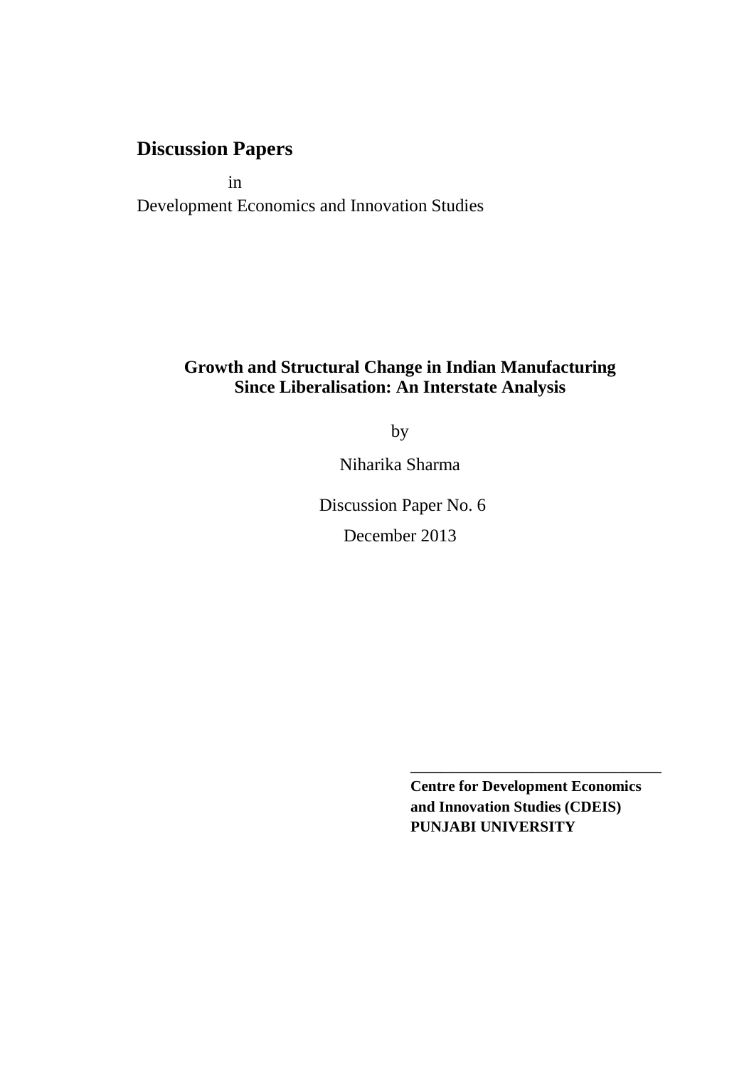**Discussion Papers**

in

Development Economics and Innovation Studies

# Growth and Structural Change in Indian Manufacturing Since Liberalisation: An Interstate Analysis

by

Niharika Sharma

Discussion Paper No. 6

December 2013

---

**Centre for Development Economics and Innovation Studies (CDEIS)**
**PUNJABI UNIVERSITY**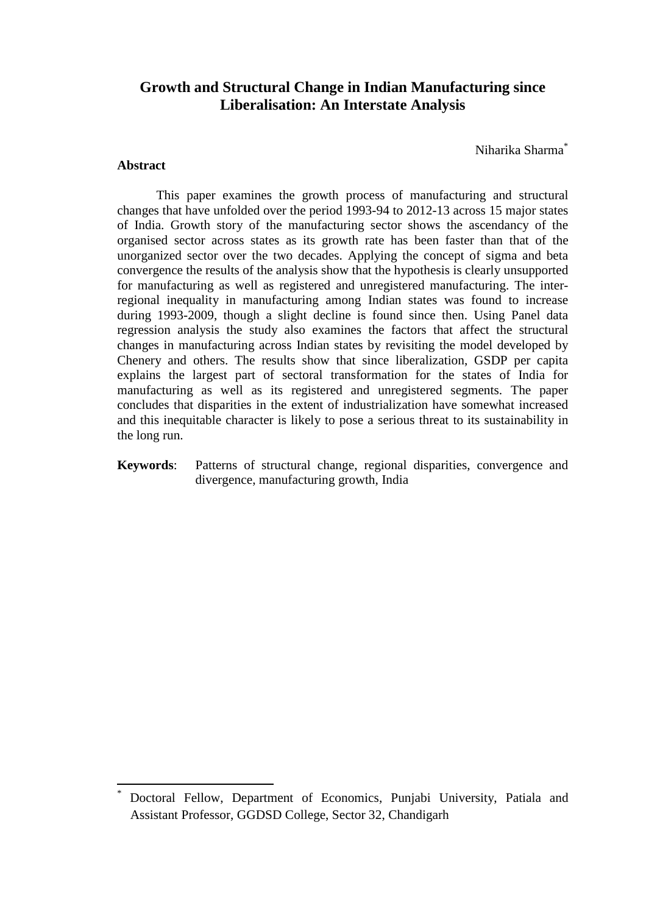# Growth and Structural Change in Indian Manufacturing since Liberalisation: An Interstate Analysis

Niharika Sharma*

**Abstract**

This paper examines the growth process of manufacturing and structural changes that have unfolded over the period 1993-94 to 2012-13 across 15 major states of India. Growth story of the manufacturing sector shows the ascendancy of the organised sector across states as its growth rate has been faster than that of the unorganized sector over the two decades. Applying the concept of sigma and beta convergence the results of the analysis show that the hypothesis is clearly unsupported for manufacturing as well as registered and unregistered manufacturing. The inter-regional inequality in manufacturing among Indian states was found to increase during 1993-2009, though a slight decline is found since then. Using Panel data regression analysis the study also examines the factors that affect the structural changes in manufacturing across Indian states by revisiting the model developed by Chenery and others. The results show that since liberalization, GSDP per capita explains the largest part of sectoral transformation for the states of India for manufacturing as well as its registered and unregistered segments. The paper concludes that disparities in the extent of industrialization have somewhat increased and this inequitable character is likely to pose a serious threat to its sustainability in the long run.

**Keywords**: Patterns of structural change, regional disparities, convergence and divergence, manufacturing growth, India

---

* Doctoral Fellow, Department of Economics, Punjabi University, Patiala and Assistant Professor, GGDSD College, Sector 32, Chandigarh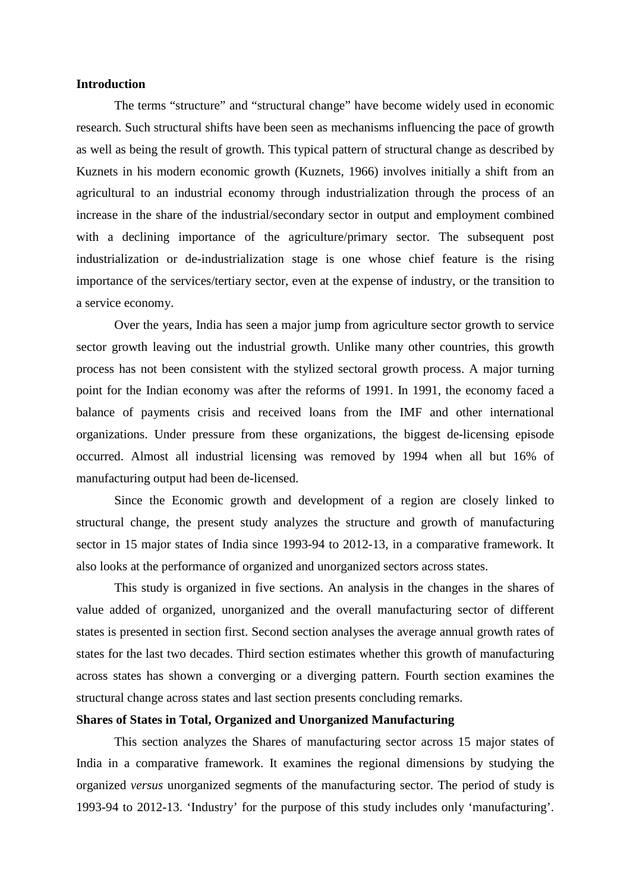## Introduction

The terms "structure" and "structural change" have become widely used in economic research. Such structural shifts have been seen as mechanisms influencing the pace of growth as well as being the result of growth. This typical pattern of structural change as described by Kuznets in his modern economic growth (Kuznets, 1966) involves initially a shift from an agricultural to an industrial economy through industrialization through the process of an increase in the share of the industrial/secondary sector in output and employment combined with a declining importance of the agriculture/primary sector. The subsequent post industrialization or de-industrialization stage is one whose chief feature is the rising importance of the services/tertiary sector, even at the expense of industry, or the transition to a service economy.

Over the years, India has seen a major jump from agriculture sector growth to service sector growth leaving out the industrial growth. Unlike many other countries, this growth process has not been consistent with the stylized sectoral growth process. A major turning point for the Indian economy was after the reforms of 1991. In 1991, the economy faced a balance of payments crisis and received loans from the IMF and other international organizations. Under pressure from these organizations, the biggest de-licensing episode occurred. Almost all industrial licensing was removed by 1994 when all but 16% of manufacturing output had been de-licensed.

Since the Economic growth and development of a region are closely linked to structural change, the present study analyzes the structure and growth of manufacturing sector in 15 major states of India since 1993-94 to 2012-13, in a comparative framework. It also looks at the performance of organized and unorganized sectors across states.

This study is organized in five sections. An analysis in the changes in the shares of value added of organized, unorganized and the overall manufacturing sector of different states is presented in section first. Second section analyses the average annual growth rates of states for the last two decades. Third section estimates whether this growth of manufacturing across states has shown a converging or a diverging pattern. Fourth section examines the structural change across states and last section presents concluding remarks.

## Shares of States in Total, Organized and Unorganized Manufacturing

This section analyzes the Shares of manufacturing sector across 15 major states of India in a comparative framework. It examines the regional dimensions by studying the organized *versus* unorganized segments of the manufacturing sector. The period of study is 1993-94 to 2012-13. 'Industry' for the purpose of this study includes only 'manufacturing'.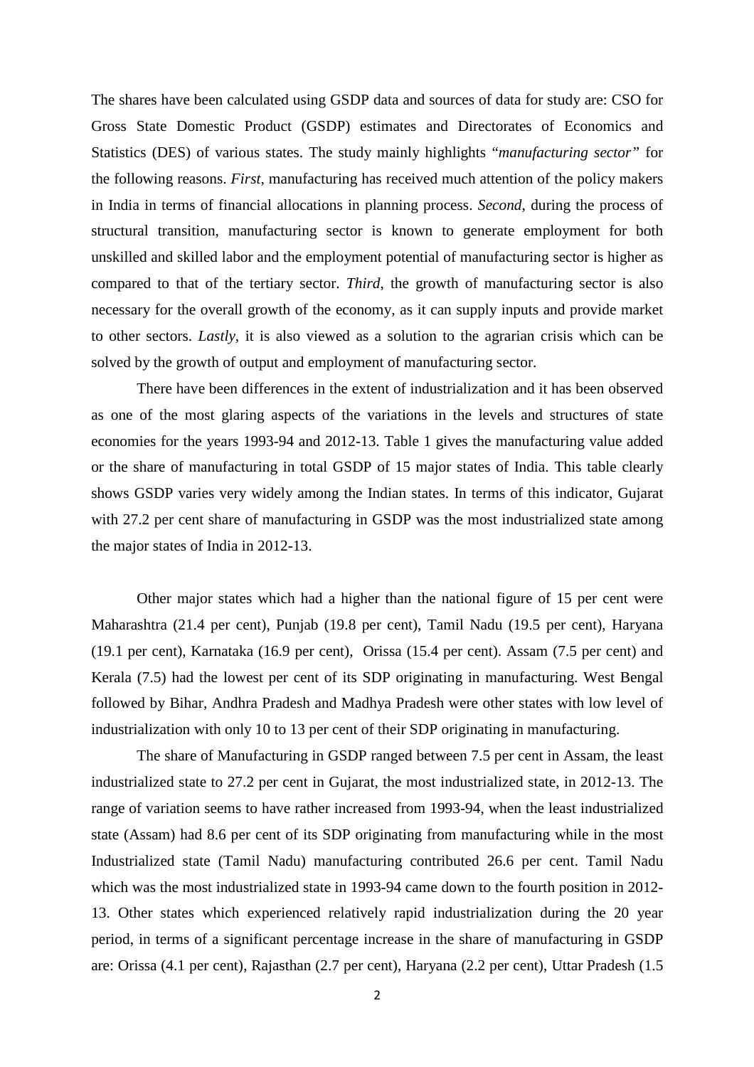The shares have been calculated using GSDP data and sources of data for study are: CSO for Gross State Domestic Product (GSDP) estimates and Directorates of Economics and Statistics (DES) of various states. The study mainly highlights "*manufacturing sector"* for the following reasons. *First*, manufacturing has received much attention of the policy makers in India in terms of financial allocations in planning process. *Second*, during the process of structural transition, manufacturing sector is known to generate employment for both unskilled and skilled labor and the employment potential of manufacturing sector is higher as compared to that of the tertiary sector. *Third*, the growth of manufacturing sector is also necessary for the overall growth of the economy, as it can supply inputs and provide market to other sectors. *Lastly*, it is also viewed as a solution to the agrarian crisis which can be solved by the growth of output and employment of manufacturing sector.

There have been differences in the extent of industrialization and it has been observed as one of the most glaring aspects of the variations in the levels and structures of state economies for the years 1993-94 and 2012-13. Table 1 gives the manufacturing value added or the share of manufacturing in total GSDP of 15 major states of India. This table clearly shows GSDP varies very widely among the Indian states. In terms of this indicator, Gujarat with 27.2 per cent share of manufacturing in GSDP was the most industrialized state among the major states of India in 2012-13.

Other major states which had a higher than the national figure of 15 per cent were Maharashtra (21.4 per cent), Punjab (19.8 per cent), Tamil Nadu (19.5 per cent), Haryana (19.1 per cent), Karnataka (16.9 per cent), Orissa (15.4 per cent). Assam (7.5 per cent) and Kerala (7.5) had the lowest per cent of its SDP originating in manufacturing. West Bengal followed by Bihar, Andhra Pradesh and Madhya Pradesh were other states with low level of industrialization with only 10 to 13 per cent of their SDP originating in manufacturing.

The share of Manufacturing in GSDP ranged between 7.5 per cent in Assam, the least industrialized state to 27.2 per cent in Gujarat, the most industrialized state, in 2012-13. The range of variation seems to have rather increased from 1993-94, when the least industrialized state (Assam) had 8.6 per cent of its SDP originating from manufacturing while in the most Industrialized state (Tamil Nadu) manufacturing contributed 26.6 per cent. Tamil Nadu which was the most industrialized state in 1993-94 came down to the fourth position in 2012-13. Other states which experienced relatively rapid industrialization during the 20 year period, in terms of a significant percentage increase in the share of manufacturing in GSDP are: Orissa (4.1 per cent), Rajasthan (2.7 per cent), Haryana (2.2 per cent), Uttar Pradesh (1.5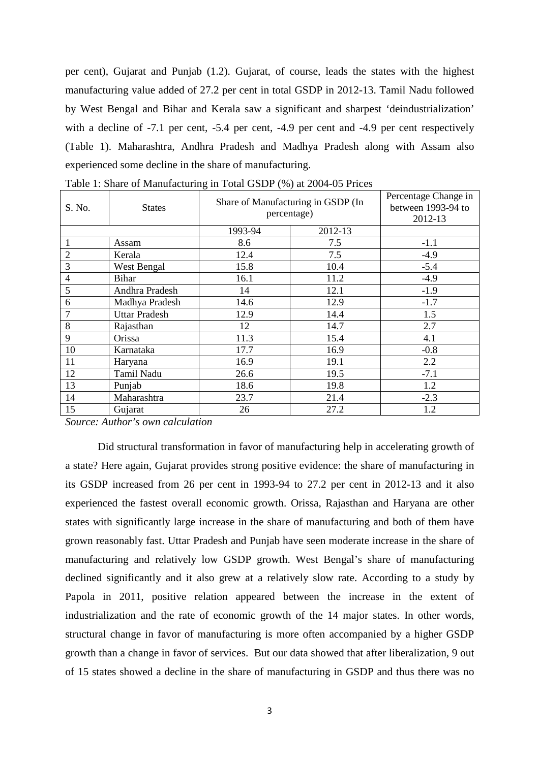per cent), Gujarat and Punjab (1.2). Gujarat, of course, leads the states with the highest manufacturing value added of 27.2 per cent in total GSDP in 2012-13. Tamil Nadu followed by West Bengal and Bihar and Kerala saw a significant and sharpest 'deindustrialization' with a decline of -7.1 per cent, -5.4 per cent, -4.9 per cent and -4.9 per cent respectively (Table 1). Maharashtra, Andhra Pradesh and Madhya Pradesh along with Assam also experienced some decline in the share of manufacturing.

Table 1: Share of Manufacturing in Total GSDP (%) at 2004-05 Prices

| S. No. | States | Share of Manufacturing in GSDP (In percentage) | | Percentage Change in between 1993-94 to 2012-13 |
|---|---|---|---|---|
| | | 1993-94 | 2012-13 | |
| 1 | Assam | 8.6 | 7.5 | -1.1 |
| 2 | Kerala | 12.4 | 7.5 | -4.9 |
| 3 | West Bengal | 15.8 | 10.4 | -5.4 |
| 4 | Bihar | 16.1 | 11.2 | -4.9 |
| 5 | Andhra Pradesh | 14 | 12.1 | -1.9 |
| 6 | Madhya Pradesh | 14.6 | 12.9 | -1.7 |
| 7 | Uttar Pradesh | 12.9 | 14.4 | 1.5 |
| 8 | Rajasthan | 12 | 14.7 | 2.7 |
| 9 | Orissa | 11.3 | 15.4 | 4.1 |
| 10 | Karnataka | 17.7 | 16.9 | -0.8 |
| 11 | Haryana | 16.9 | 19.1 | 2.2 |
| 12 | Tamil Nadu | 26.6 | 19.5 | -7.1 |
| 13 | Punjab | 18.6 | 19.8 | 1.2 |
| 14 | Maharashtra | 23.7 | 21.4 | -2.3 |
| 15 | Gujarat | 26 | 27.2 | 1.2 |

*Source: Author's own calculation*

Did structural transformation in favor of manufacturing help in accelerating growth of a state? Here again, Gujarat provides strong positive evidence: the share of manufacturing in its GSDP increased from 26 per cent in 1993-94 to 27.2 per cent in 2012-13 and it also experienced the fastest overall economic growth. Orissa, Rajasthan and Haryana are other states with significantly large increase in the share of manufacturing and both of them have grown reasonably fast. Uttar Pradesh and Punjab have seen moderate increase in the share of manufacturing and relatively low GSDP growth. West Bengal's share of manufacturing declined significantly and it also grew at a relatively slow rate. According to a study by Papola in 2011, positive relation appeared between the increase in the extent of industrialization and the rate of economic growth of the 14 major states. In other words, structural change in favor of manufacturing is more often accompanied by a higher GSDP growth than a change in favor of services. But our data showed that after liberalization, 9 out of 15 states showed a decline in the share of manufacturing in GSDP and thus there was no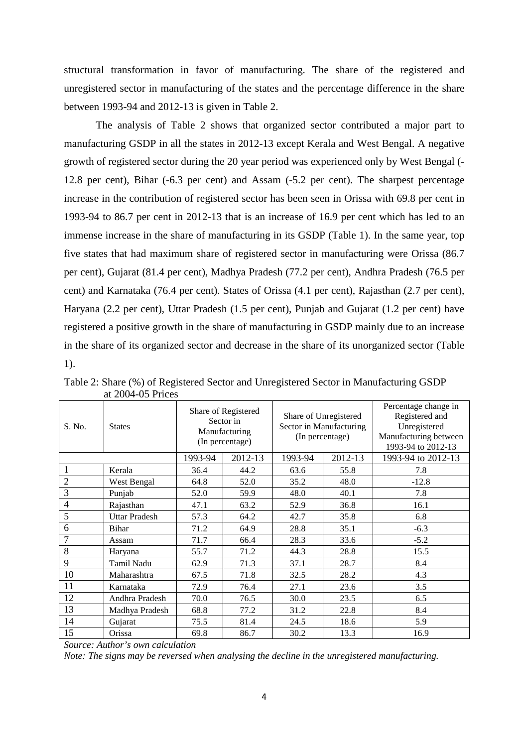structural transformation in favor of manufacturing. The share of the registered and unregistered sector in manufacturing of the states and the percentage difference in the share between 1993-94 and 2012-13 is given in Table 2.

The analysis of Table 2 shows that organized sector contributed a major part to manufacturing GSDP in all the states in 2012-13 except Kerala and West Bengal. A negative growth of registered sector during the 20 year period was experienced only by West Bengal (-12.8 per cent), Bihar (-6.3 per cent) and Assam (-5.2 per cent). The sharpest percentage increase in the contribution of registered sector has been seen in Orissa with 69.8 per cent in 1993-94 to 86.7 per cent in 2012-13 that is an increase of 16.9 per cent which has led to an immense increase in the share of manufacturing in its GSDP (Table 1). In the same year, top five states that had maximum share of registered sector in manufacturing were Orissa (86.7 per cent), Gujarat (81.4 per cent), Madhya Pradesh (77.2 per cent), Andhra Pradesh (76.5 per cent) and Karnataka (76.4 per cent). States of Orissa (4.1 per cent), Rajasthan (2.7 per cent), Haryana (2.2 per cent), Uttar Pradesh (1.5 per cent), Punjab and Gujarat (1.2 per cent) have registered a positive growth in the share of manufacturing in GSDP mainly due to an increase in the share of its organized sector and decrease in the share of its unorganized sector (Table 1).

Table 2: Share (%) of Registered Sector and Unregistered Sector in Manufacturing GSDP at 2004-05 Prices

| S. No. | States | Share of Registered Sector in Manufacturing (In percentage) | | Share of Unregistered Sector in Manufacturing (In percentage) | | Percentage change in Registered and Unregistered Manufacturing between 1993-94 to 2012-13 |
|---|---|---|---|---|---|---|
| | | 1993-94 | 2012-13 | 1993-94 | 2012-13 | 1993-94 to 2012-13 |
| 1 | Kerala | 36.4 | 44.2 | 63.6 | 55.8 | 7.8 |
| 2 | West Bengal | 64.8 | 52.0 | 35.2 | 48.0 | -12.8 |
| 3 | Punjab | 52.0 | 59.9 | 48.0 | 40.1 | 7.8 |
| 4 | Rajasthan | 47.1 | 63.2 | 52.9 | 36.8 | 16.1 |
| 5 | Uttar Pradesh | 57.3 | 64.2 | 42.7 | 35.8 | 6.8 |
| 6 | Bihar | 71.2 | 64.9 | 28.8 | 35.1 | -6.3 |
| 7 | Assam | 71.7 | 66.4 | 28.3 | 33.6 | -5.2 |
| 8 | Haryana | 55.7 | 71.2 | 44.3 | 28.8 | 15.5 |
| 9 | Tamil Nadu | 62.9 | 71.3 | 37.1 | 28.7 | 8.4 |
| 10 | Maharashtra | 67.5 | 71.8 | 32.5 | 28.2 | 4.3 |
| 11 | Karnataka | 72.9 | 76.4 | 27.1 | 23.6 | 3.5 |
| 12 | Andhra Pradesh | 70.0 | 76.5 | 30.0 | 23.5 | 6.5 |
| 13 | Madhya Pradesh | 68.8 | 77.2 | 31.2 | 22.8 | 8.4 |
| 14 | Gujarat | 75.5 | 81.4 | 24.5 | 18.6 | 5.9 |
| 15 | Orissa | 69.8 | 86.7 | 30.2 | 13.3 | 16.9 |

*Source: Author's own calculation*

*Note: The signs may be reversed when analysing the decline in the unregistered manufacturing.*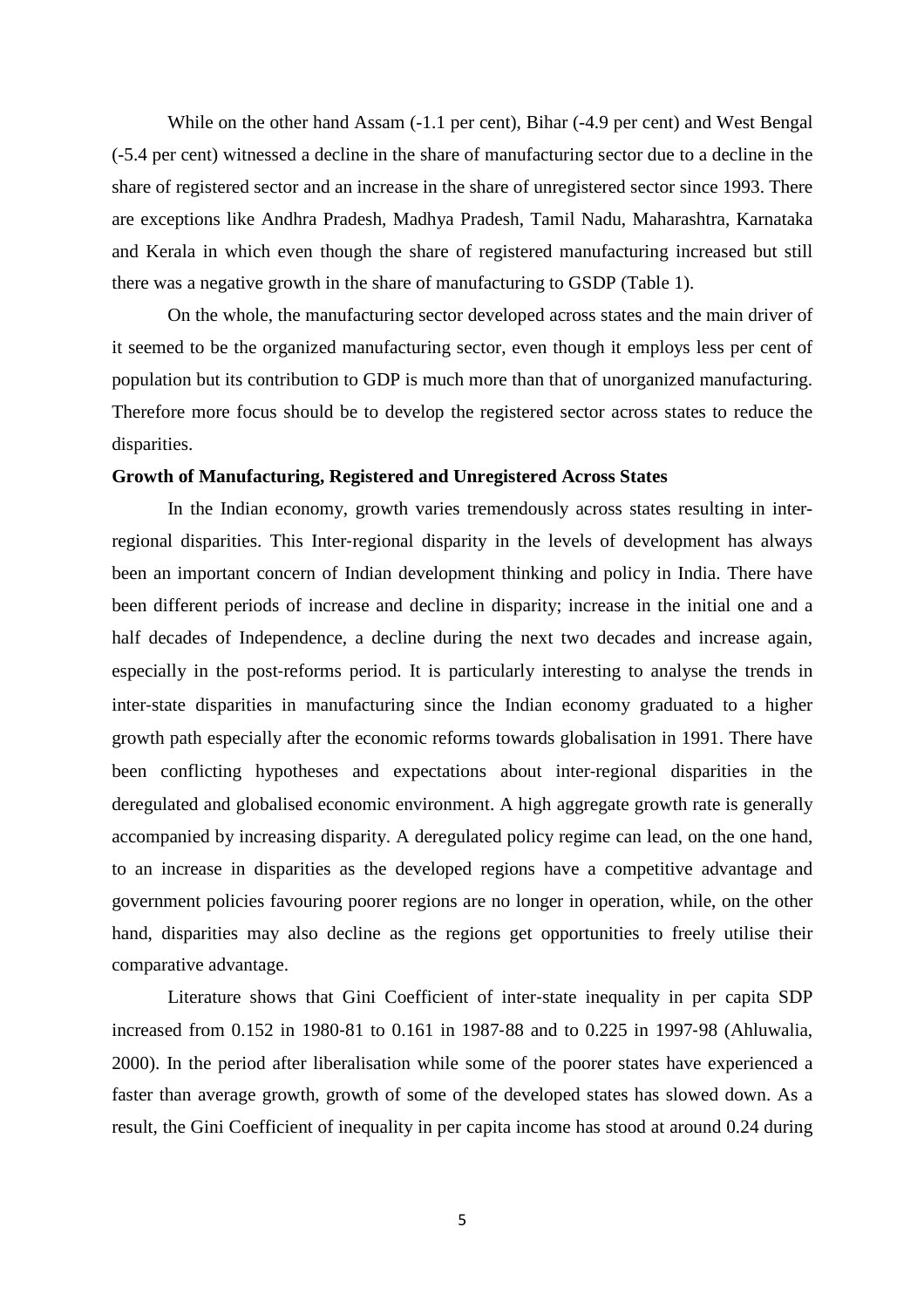While on the other hand Assam (-1.1 per cent), Bihar (-4.9 per cent) and West Bengal (-5.4 per cent) witnessed a decline in the share of manufacturing sector due to a decline in the share of registered sector and an increase in the share of unregistered sector since 1993. There are exceptions like Andhra Pradesh, Madhya Pradesh, Tamil Nadu, Maharashtra, Karnataka and Kerala in which even though the share of registered manufacturing increased but still there was a negative growth in the share of manufacturing to GSDP (Table 1).

On the whole, the manufacturing sector developed across states and the main driver of it seemed to be the organized manufacturing sector, even though it employs less per cent of population but its contribution to GDP is much more than that of unorganized manufacturing. Therefore more focus should be to develop the registered sector across states to reduce the disparities.

**Growth of Manufacturing, Registered and Unregistered Across States**

In the Indian economy, growth varies tremendously across states resulting in inter-regional disparities. This Inter-regional disparity in the levels of development has always been an important concern of Indian development thinking and policy in India. There have been different periods of increase and decline in disparity; increase in the initial one and a half decades of Independence, a decline during the next two decades and increase again, especially in the post-reforms period. It is particularly interesting to analyse the trends in inter-state disparities in manufacturing since the Indian economy graduated to a higher growth path especially after the economic reforms towards globalisation in 1991. There have been conflicting hypotheses and expectations about inter-regional disparities in the deregulated and globalised economic environment. A high aggregate growth rate is generally accompanied by increasing disparity. A deregulated policy regime can lead, on the one hand, to an increase in disparities as the developed regions have a competitive advantage and government policies favouring poorer regions are no longer in operation, while, on the other hand, disparities may also decline as the regions get opportunities to freely utilise their comparative advantage.

Literature shows that Gini Coefficient of inter-state inequality in per capita SDP increased from 0.152 in 1980-81 to 0.161 in 1987-88 and to 0.225 in 1997-98 (Ahluwalia, 2000). In the period after liberalisation while some of the poorer states have experienced a faster than average growth, growth of some of the developed states has slowed down. As a result, the Gini Coefficient of inequality in per capita income has stood at around 0.24 during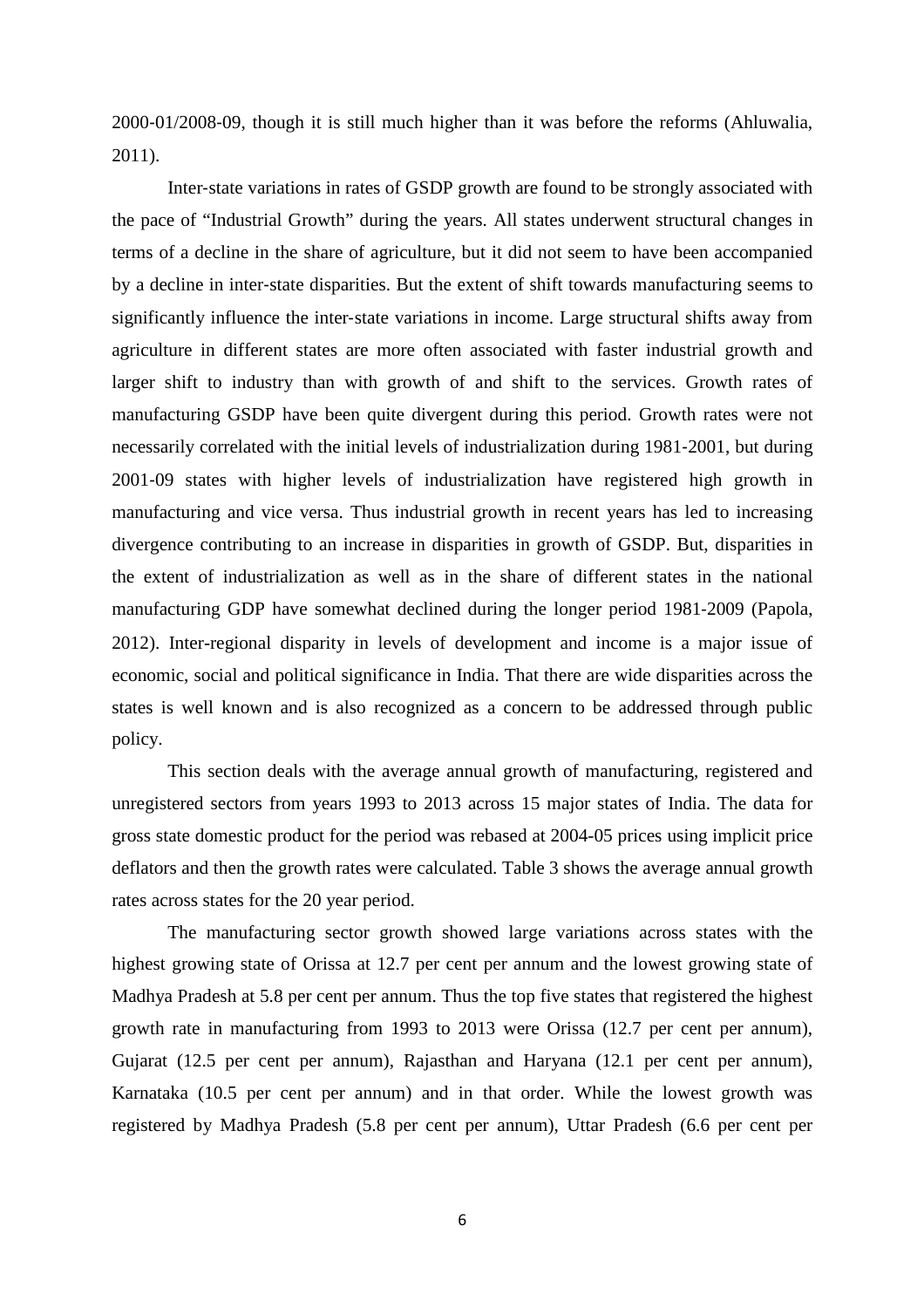2000-01/2008-09, though it is still much higher than it was before the reforms (Ahluwalia, 2011).

Inter-state variations in rates of GSDP growth are found to be strongly associated with the pace of "Industrial Growth" during the years. All states underwent structural changes in terms of a decline in the share of agriculture, but it did not seem to have been accompanied by a decline in inter-state disparities. But the extent of shift towards manufacturing seems to significantly influence the inter-state variations in income. Large structural shifts away from agriculture in different states are more often associated with faster industrial growth and larger shift to industry than with growth of and shift to the services. Growth rates of manufacturing GSDP have been quite divergent during this period. Growth rates were not necessarily correlated with the initial levels of industrialization during 1981-2001, but during 2001-09 states with higher levels of industrialization have registered high growth in manufacturing and vice versa. Thus industrial growth in recent years has led to increasing divergence contributing to an increase in disparities in growth of GSDP. But, disparities in the extent of industrialization as well as in the share of different states in the national manufacturing GDP have somewhat declined during the longer period 1981-2009 (Papola, 2012). Inter-regional disparity in levels of development and income is a major issue of economic, social and political significance in India. That there are wide disparities across the states is well known and is also recognized as a concern to be addressed through public policy.

This section deals with the average annual growth of manufacturing, registered and unregistered sectors from years 1993 to 2013 across 15 major states of India. The data for gross state domestic product for the period was rebased at 2004-05 prices using implicit price deflators and then the growth rates were calculated. Table 3 shows the average annual growth rates across states for the 20 year period.

The manufacturing sector growth showed large variations across states with the highest growing state of Orissa at 12.7 per cent per annum and the lowest growing state of Madhya Pradesh at 5.8 per cent per annum. Thus the top five states that registered the highest growth rate in manufacturing from 1993 to 2013 were Orissa (12.7 per cent per annum), Gujarat (12.5 per cent per annum), Rajasthan and Haryana (12.1 per cent per annum), Karnataka (10.5 per cent per annum) and in that order. While the lowest growth was registered by Madhya Pradesh (5.8 per cent per annum), Uttar Pradesh (6.6 per cent per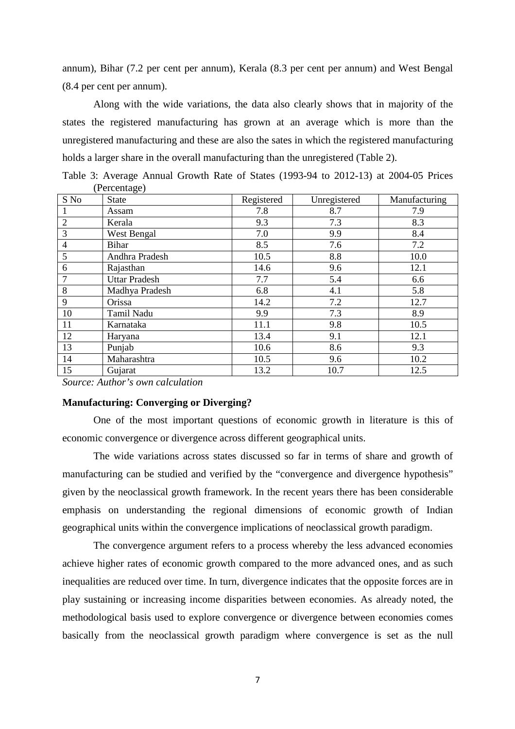annum), Bihar (7.2 per cent per annum), Kerala (8.3 per cent per annum) and West Bengal (8.4 per cent per annum).

Along with the wide variations, the data also clearly shows that in majority of the states the registered manufacturing has grown at an average which is more than the unregistered manufacturing and these are also the sates in which the registered manufacturing holds a larger share in the overall manufacturing than the unregistered (Table 2).

Table 3: Average Annual Growth Rate of States (1993-94 to 2012-13) at 2004-05 Prices (Percentage)

| S No | State | Registered | Unregistered | Manufacturing |
|---|---|---|---|---|
| 1 | Assam | 7.8 | 8.7 | 7.9 |
| 2 | Kerala | 9.3 | 7.3 | 8.3 |
| 3 | West Bengal | 7.0 | 9.9 | 8.4 |
| 4 | Bihar | 8.5 | 7.6 | 7.2 |
| 5 | Andhra Pradesh | 10.5 | 8.8 | 10.0 |
| 6 | Rajasthan | 14.6 | 9.6 | 12.1 |
| 7 | Uttar Pradesh | 7.7 | 5.4 | 6.6 |
| 8 | Madhya Pradesh | 6.8 | 4.1 | 5.8 |
| 9 | Orissa | 14.2 | 7.2 | 12.7 |
| 10 | Tamil Nadu | 9.9 | 7.3 | 8.9 |
| 11 | Karnataka | 11.1 | 9.8 | 10.5 |
| 12 | Haryana | 13.4 | 9.1 | 12.1 |
| 13 | Punjab | 10.6 | 8.6 | 9.3 |
| 14 | Maharashtra | 10.5 | 9.6 | 10.2 |
| 15 | Gujarat | 13.2 | 10.7 | 12.5 |

*Source: Author's own calculation*

**Manufacturing: Converging or Diverging?**

One of the most important questions of economic growth in literature is this of economic convergence or divergence across different geographical units.

The wide variations across states discussed so far in terms of share and growth of manufacturing can be studied and verified by the "convergence and divergence hypothesis" given by the neoclassical growth framework. In the recent years there has been considerable emphasis on understanding the regional dimensions of economic growth of Indian geographical units within the convergence implications of neoclassical growth paradigm.

The convergence argument refers to a process whereby the less advanced economies achieve higher rates of economic growth compared to the more advanced ones, and as such inequalities are reduced over time. In turn, divergence indicates that the opposite forces are in play sustaining or increasing income disparities between economies. As already noted, the methodological basis used to explore convergence or divergence between economies comes basically from the neoclassical growth paradigm where convergence is set as the null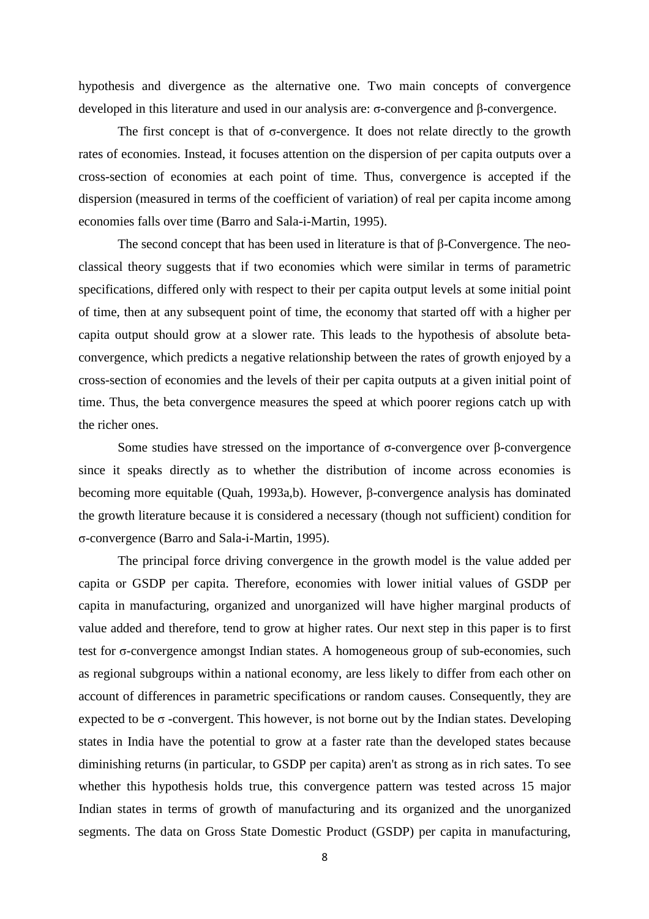hypothesis and divergence as the alternative one. Two main concepts of convergence developed in this literature and used in our analysis are: σ-convergence and β-convergence.

The first concept is that of σ-convergence. It does not relate directly to the growth rates of economies. Instead, it focuses attention on the dispersion of per capita outputs over a cross-section of economies at each point of time. Thus, convergence is accepted if the dispersion (measured in terms of the coefficient of variation) of real per capita income among economies falls over time (Barro and Sala-i-Martin, 1995).

The second concept that has been used in literature is that of β-Convergence. The neo-classical theory suggests that if two economies which were similar in terms of parametric specifications, differed only with respect to their per capita output levels at some initial point of time, then at any subsequent point of time, the economy that started off with a higher per capita output should grow at a slower rate. This leads to the hypothesis of absolute beta-convergence, which predicts a negative relationship between the rates of growth enjoyed by a cross-section of economies and the levels of their per capita outputs at a given initial point of time. Thus, the beta convergence measures the speed at which poorer regions catch up with the richer ones.

Some studies have stressed on the importance of σ-convergence over β-convergence since it speaks directly as to whether the distribution of income across economies is becoming more equitable (Quah, 1993a,b). However, β-convergence analysis has dominated the growth literature because it is considered a necessary (though not sufficient) condition for σ-convergence (Barro and Sala-i-Martin, 1995).

The principal force driving convergence in the growth model is the value added per capita or GSDP per capita. Therefore, economies with lower initial values of GSDP per capita in manufacturing, organized and unorganized will have higher marginal products of value added and therefore, tend to grow at higher rates. Our next step in this paper is to first test for σ-convergence amongst Indian states. A homogeneous group of sub-economies, such as regional subgroups within a national economy, are less likely to differ from each other on account of differences in parametric specifications or random causes. Consequently, they are expected to be σ -convergent. This however, is not borne out by the Indian states. Developing states in India have the potential to grow at a faster rate than the developed states because diminishing returns (in particular, to GSDP per capita) aren't as strong as in rich sates. To see whether this hypothesis holds true, this convergence pattern was tested across 15 major Indian states in terms of growth of manufacturing and its organized and the unorganized segments. The data on Gross State Domestic Product (GSDP) per capita in manufacturing,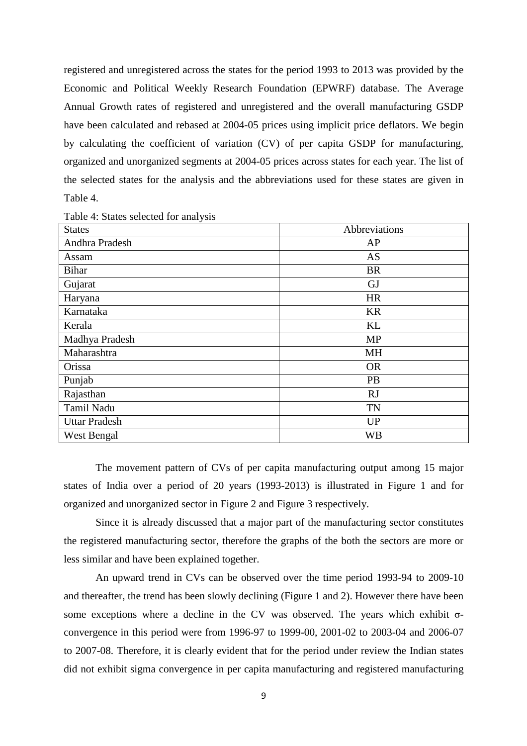registered and unregistered across the states for the period 1993 to 2013 was provided by the Economic and Political Weekly Research Foundation (EPWRF) database. The Average Annual Growth rates of registered and unregistered and the overall manufacturing GSDP have been calculated and rebased at 2004-05 prices using implicit price deflators. We begin by calculating the coefficient of variation (CV) of per capita GSDP for manufacturing, organized and unorganized segments at 2004-05 prices across states for each year. The list of the selected states for the analysis and the abbreviations used for these states are given in Table 4.

Table 4: States selected for analysis

| States | Abbreviations |
|---|---|
| Andhra Pradesh | AP |
| Assam | AS |
| Bihar | BR |
| Gujarat | GJ |
| Haryana | HR |
| Karnataka | KR |
| Kerala | KL |
| Madhya Pradesh | MP |
| Maharashtra | MH |
| Orissa | OR |
| Punjab | PB |
| Rajasthan | RJ |
| Tamil Nadu | TN |
| Uttar Pradesh | UP |
| West Bengal | WB |

The movement pattern of CVs of per capita manufacturing output among 15 major states of India over a period of 20 years (1993-2013) is illustrated in Figure 1 and for organized and unorganized sector in Figure 2 and Figure 3 respectively.

Since it is already discussed that a major part of the manufacturing sector constitutes the registered manufacturing sector, therefore the graphs of the both the sectors are more or less similar and have been explained together.

An upward trend in CVs can be observed over the time period 1993-94 to 2009-10 and thereafter, the trend has been slowly declining (Figure 1 and 2). However there have been some exceptions where a decline in the CV was observed. The years which exhibit σ-convergence in this period were from 1996-97 to 1999-00, 2001-02 to 2003-04 and 2006-07 to 2007-08. Therefore, it is clearly evident that for the period under review the Indian states did not exhibit sigma convergence in per capita manufacturing and registered manufacturing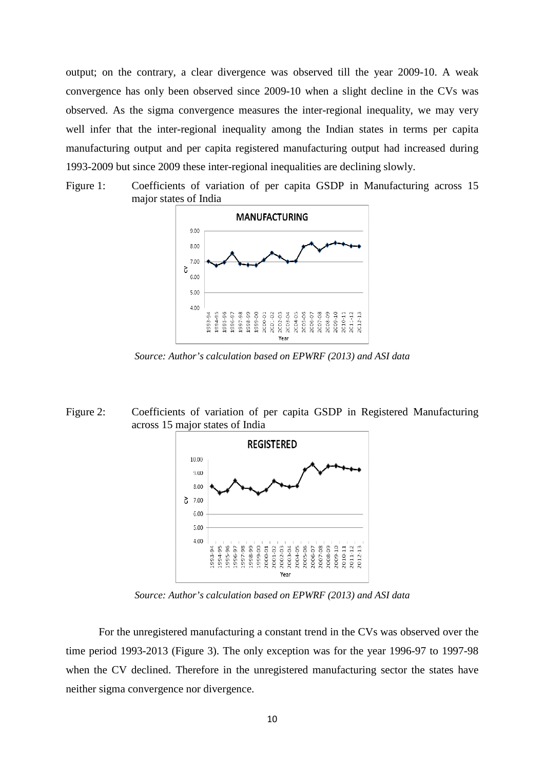output; on the contrary, a clear divergence was observed till the year 2009-10. A weak convergence has only been observed since 2009-10 when a slight decline in the CVs was observed. As the sigma convergence measures the inter-regional inequality, we may very well infer that the inter-regional inequality among the Indian states in terms per capita manufacturing output and per capita registered manufacturing output had increased during 1993-2009 but since 2009 these inter-regional inequalities are declining slowly.

Figure 1: Coefficients of variation of per capita GSDP in Manufacturing across 15 major states of India

MANUFACTURING

CV

9.00
8.00
7.00
6.00
5.00
4.00

1993-94
1994-95
1995-96
1996-97
1997-98
1998-99
1999-00
2000-01
2001-02
2002-03
2003-04
2004-05
2005-06
2006-07
2007-08
2008-09
2009-10
2010-11
2011-12
2012-13

Year

*Source: Author's calculation based on EPWRF (2013) and ASI data*

Figure 2: Coefficients of variation of per capita GSDP in Registered Manufacturing across 15 major states of India

REGISTERED

CV

10.00
9.00
8.00
7.00
6.00
5.00
4.00

1993-94
1994-95
1995-96
1996-97
1997-98
1998-99
1999-00
2000-01
2001-02
2002-03
2003-04
2004-05
2005-06
2006-07
2007-08
2008-09
2009-10
2010-11
2011-12
2012-13

Year

*Source: Author's calculation based on EPWRF (2013) and ASI data*

For the unregistered manufacturing a constant trend in the CVs was observed over the time period 1993-2013 (Figure 3). The only exception was for the year 1996-97 to 1997-98 when the CV declined. Therefore in the unregistered manufacturing sector the states have neither sigma convergence nor divergence.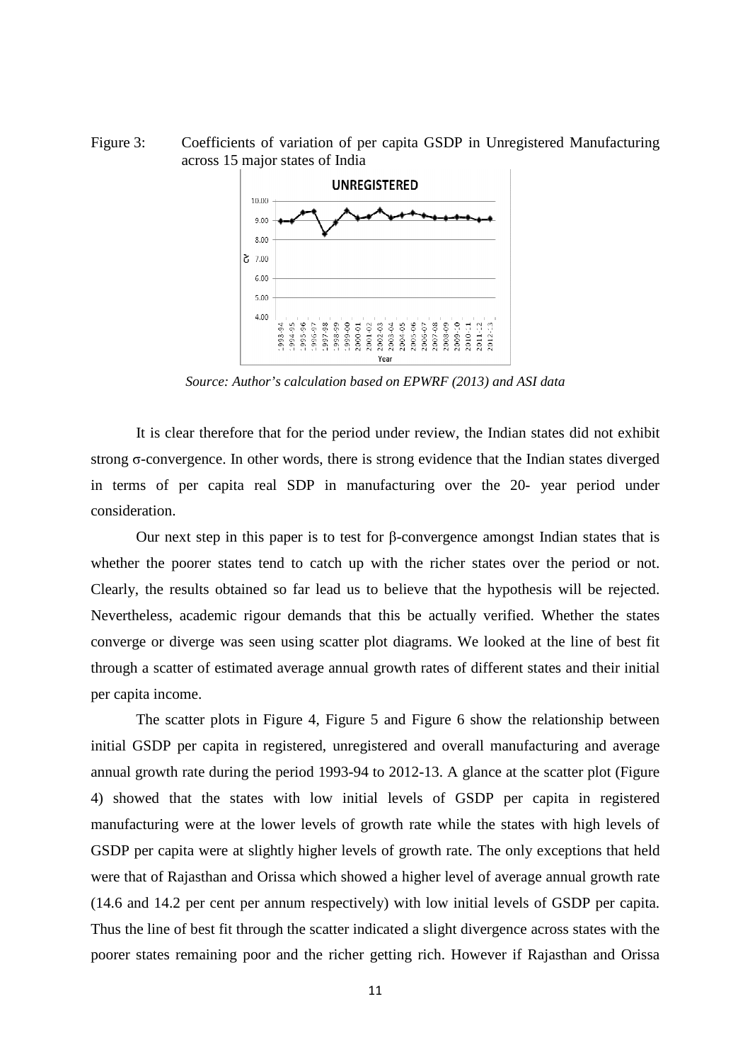Figure 3: Coefficients of variation of per capita GSDP in Unregistered Manufacturing across 15 major states of India

UNREGISTERED

10.00
9.00
8.00
7.00
6.00
5.00
4.00

CV

1993-94
1994-95
1995-96
1996-97
1997-98
1998-99
1999-00
2000-01
2001-02
2002-03
2003-04
2004-05
2005-06
2006-07
2007-08
2008-09
2009-10
2010-11
2011-12
2012-13

Year

*Source: Author's calculation based on EPWRF (2013) and ASI data*

It is clear therefore that for the period under review, the Indian states did not exhibit strong σ-convergence. In other words, there is strong evidence that the Indian states diverged in terms of per capita real SDP in manufacturing over the 20- year period under consideration.

Our next step in this paper is to test for β-convergence amongst Indian states that is whether the poorer states tend to catch up with the richer states over the period or not. Clearly, the results obtained so far lead us to believe that the hypothesis will be rejected. Nevertheless, academic rigour demands that this be actually verified. Whether the states converge or diverge was seen using scatter plot diagrams. We looked at the line of best fit through a scatter of estimated average annual growth rates of different states and their initial per capita income.

The scatter plots in Figure 4, Figure 5 and Figure 6 show the relationship between initial GSDP per capita in registered, unregistered and overall manufacturing and average annual growth rate during the period 1993-94 to 2012-13. A glance at the scatter plot (Figure 4) showed that the states with low initial levels of GSDP per capita in registered manufacturing were at the lower levels of growth rate while the states with high levels of GSDP per capita were at slightly higher levels of growth rate. The only exceptions that held were that of Rajasthan and Orissa which showed a higher level of average annual growth rate (14.6 and 14.2 per cent per annum respectively) with low initial levels of GSDP per capita. Thus the line of best fit through the scatter indicated a slight divergence across states with the poorer states remaining poor and the richer getting rich. However if Rajasthan and Orissa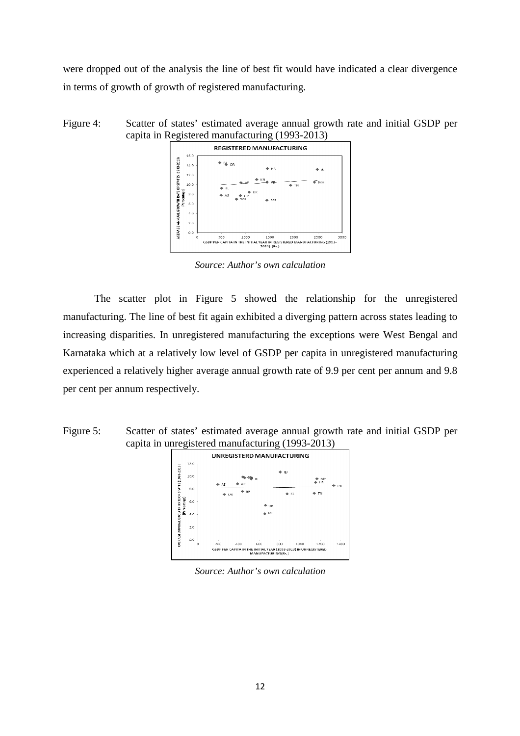were dropped out of the analysis the line of best fit would have indicated a clear divergence in terms of growth of growth of registered manufacturing.

Figure 4: Scatter of states' estimated average annual growth rate and initial GSDP per capita in Registered manufacturing (1993-2013)

REGISTERED MANUFACTURING

AVERAGE ANNUAL GROWTH RATE OF STATES (1993-2013) (Percentage)

16.0
14.0
12.0
10.0
8.0
6.0
4.0
2.0
0.0

0 500 1000 1500 2000 2500 3000

GSDP PER CAPITA IN THE INITIAL YEAR IN REGISTERED MANUFACTURING (1993-2013) (Rs.)

BH OR HR GJ KN AP PB MH TN KL BR AS UP WB MP

*Source: Author's own calculation*

The scatter plot in Figure 5 showed the relationship for the unregistered manufacturing. The line of best fit again exhibited a diverging pattern across states leading to increasing disparities. In unregistered manufacturing the exceptions were West Bengal and Karnataka which at a relatively low level of GSDP per capita in unregistered manufacturing experienced a relatively higher average annual growth rate of 9.9 per cent per annum and 9.8 per cent per annum respectively.

Figure 5: Scatter of states' estimated average annual growth rate and initial GSDP per capita in unregistered manufacturing (1993-2013)

UNREGISTERD MANUFACTURING

AVERAGE ANNUAL GROWTH RATE OF STATES (1993-2013) (Percentage)

12.0
10.0
8.0
6.0
4.0
2.0
0.0

0 200 400 600 800 1000 1200 1400

GSDP PER CAPITA IN THE INITIAL YEAR (1993-2013) IN UNREGISTERED MANUFACTURING (Rs.)

GJ WB KN RJ MH HR PB AS AP BH OR KL TN UP MP

*Source: Author's own calculation*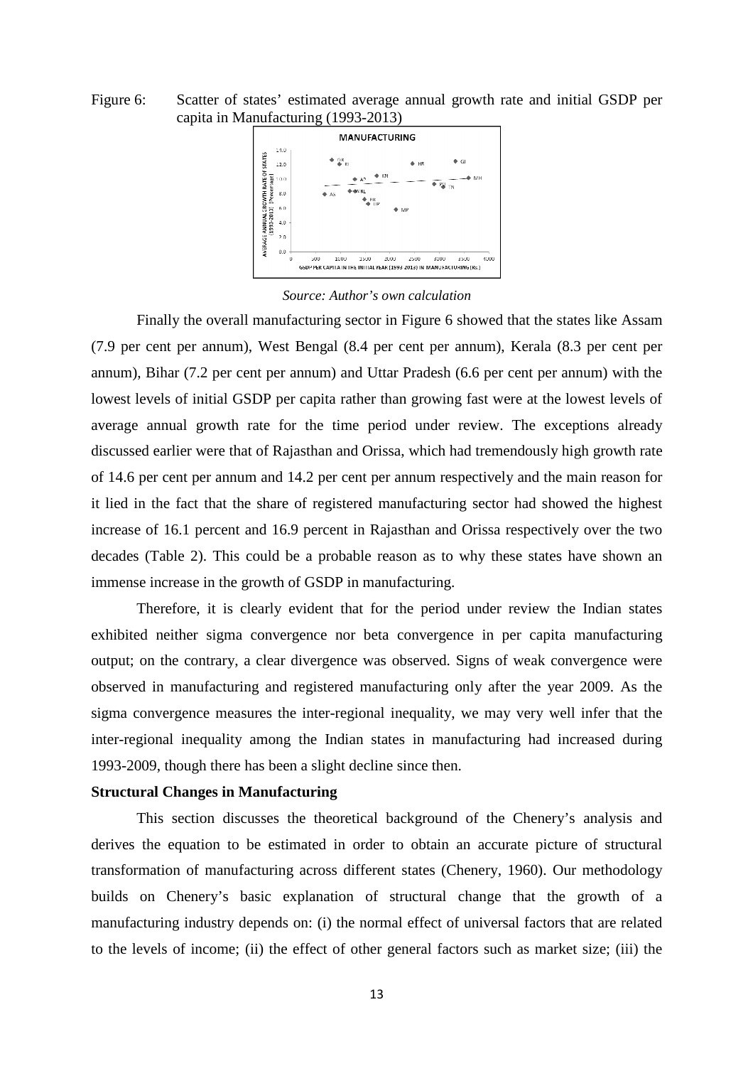Figure 6: Scatter of states' estimated average annual growth rate and initial GSDP per capita in Manufacturing (1993-2013)

MANUFACTURING

AVERAGE ANNUAL GROWTH RATE OF STATES (1993-2013) (Percentage)

14.0
12.0
10.0
8.0
6.0
4.0
2.0
0.0

0 500 1000 1500 2000 2500 3000 3500 4000

GSDP PER CAPITA IN THE INITIAL YEAR (1993-2013) IN MANUFACTURING (Rs.)

OR KI AP KN HR GJ MH AS WB KL PJ TN BH UP MP

*Source: Author's own calculation*

Finally the overall manufacturing sector in Figure 6 showed that the states like Assam (7.9 per cent per annum), West Bengal (8.4 per cent per annum), Kerala (8.3 per cent per annum), Bihar (7.2 per cent per annum) and Uttar Pradesh (6.6 per cent per annum) with the lowest levels of initial GSDP per capita rather than growing fast were at the lowest levels of average annual growth rate for the time period under review. The exceptions already discussed earlier were that of Rajasthan and Orissa, which had tremendously high growth rate of 14.6 per cent per annum and 14.2 per cent per annum respectively and the main reason for it lied in the fact that the share of registered manufacturing sector had showed the highest increase of 16.1 percent and 16.9 percent in Rajasthan and Orissa respectively over the two decades (Table 2). This could be a probable reason as to why these states have shown an immense increase in the growth of GSDP in manufacturing.

Therefore, it is clearly evident that for the period under review the Indian states exhibited neither sigma convergence nor beta convergence in per capita manufacturing output; on the contrary, a clear divergence was observed. Signs of weak convergence were observed in manufacturing and registered manufacturing only after the year 2009. As the sigma convergence measures the inter-regional inequality, we may very well infer that the inter-regional inequality among the Indian states in manufacturing had increased during 1993-2009, though there has been a slight decline since then.

**Structural Changes in Manufacturing**

This section discusses the theoretical background of the Chenery's analysis and derives the equation to be estimated in order to obtain an accurate picture of structural transformation of manufacturing across different states (Chenery, 1960). Our methodology builds on Chenery's basic explanation of structural change that the growth of a manufacturing industry depends on: (i) the normal effect of universal factors that are related to the levels of income; (ii) the effect of other general factors such as market size; (iii) the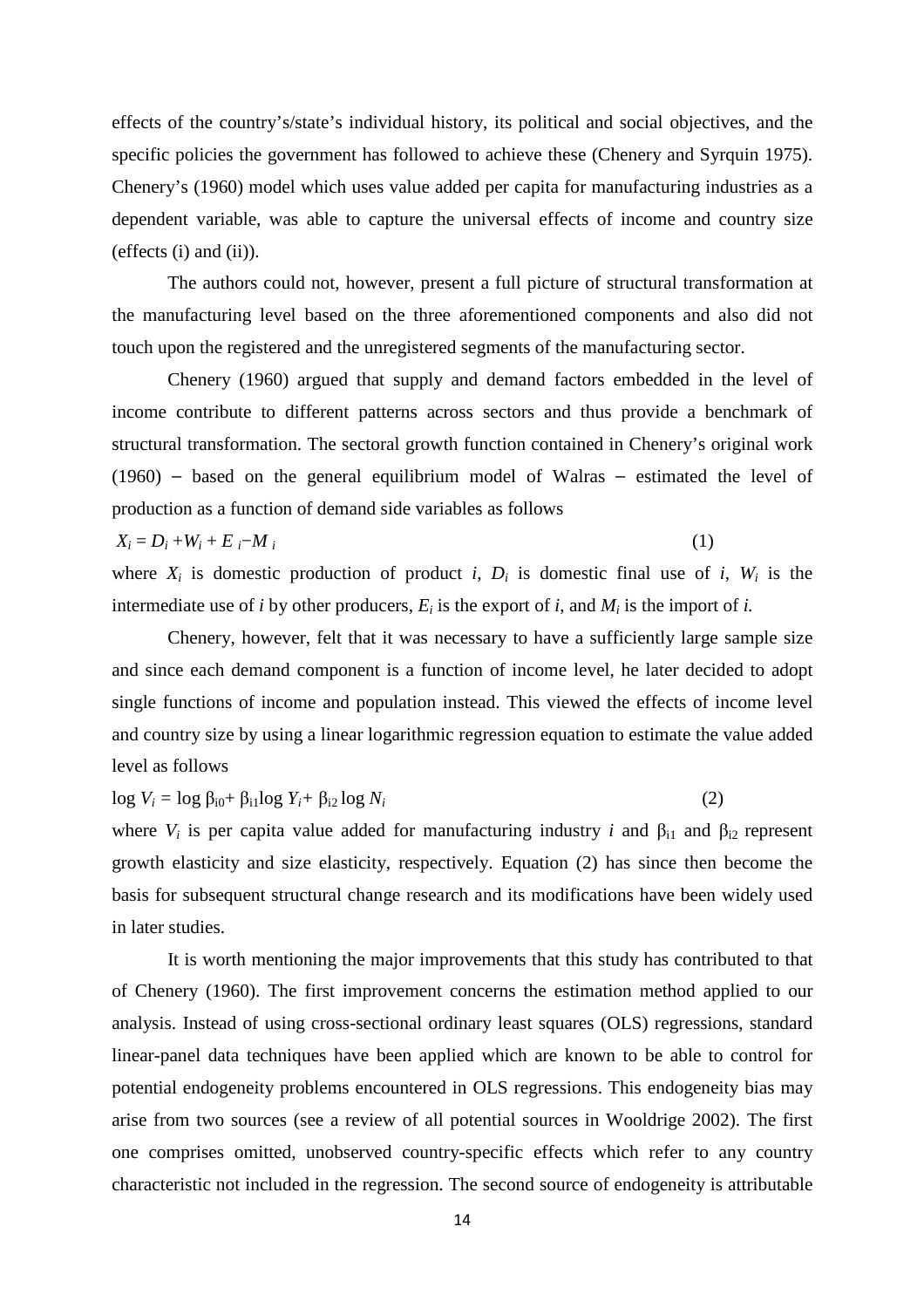effects of the country's/state's individual history, its political and social objectives, and the specific policies the government has followed to achieve these (Chenery and Syrquin 1975). Chenery's (1960) model which uses value added per capita for manufacturing industries as a dependent variable, was able to capture the universal effects of income and country size (effects (i) and (ii)).

The authors could not, however, present a full picture of structural transformation at the manufacturing level based on the three aforementioned components and also did not touch upon the registered and the unregistered segments of the manufacturing sector.

Chenery (1960) argued that supply and demand factors embedded in the level of income contribute to different patterns across sectors and thus provide a benchmark of structural transformation. The sectoral growth function contained in Chenery's original work (1960) − based on the general equilibrium model of Walras − estimated the level of production as a function of demand side variables as follows

$$X_i = D_i + W_i + E_i - M_i \qquad (1)$$

where $X_i$ is domestic production of product $i$, $D_i$ is domestic final use of $i$, $W_i$ is the intermediate use of $i$ by other producers, $E_i$ is the export of $i$, and $M_i$ is the import of $i$.

Chenery, however, felt that it was necessary to have a sufficiently large sample size and since each demand component is a function of income level, he later decided to adopt single functions of income and population instead. This viewed the effects of income level and country size by using a linear logarithmic regression equation to estimate the value added level as follows

$$\log V_i = \log \beta_{i0} + \beta_{i1} \log Y_i + \beta_{i2} \log N_i \qquad (2)$$

where $V_i$ is per capita value added for manufacturing industry $i$ and $\beta_{i1}$ and $\beta_{i2}$ represent growth elasticity and size elasticity, respectively. Equation (2) has since then become the basis for subsequent structural change research and its modifications have been widely used in later studies.

It is worth mentioning the major improvements that this study has contributed to that of Chenery (1960). The first improvement concerns the estimation method applied to our analysis. Instead of using cross-sectional ordinary least squares (OLS) regressions, standard linear-panel data techniques have been applied which are known to be able to control for potential endogeneity problems encountered in OLS regressions. This endogeneity bias may arise from two sources (see a review of all potential sources in Wooldrige 2002). The first one comprises omitted, unobserved country-specific effects which refer to any country characteristic not included in the regression. The second source of endogeneity is attributable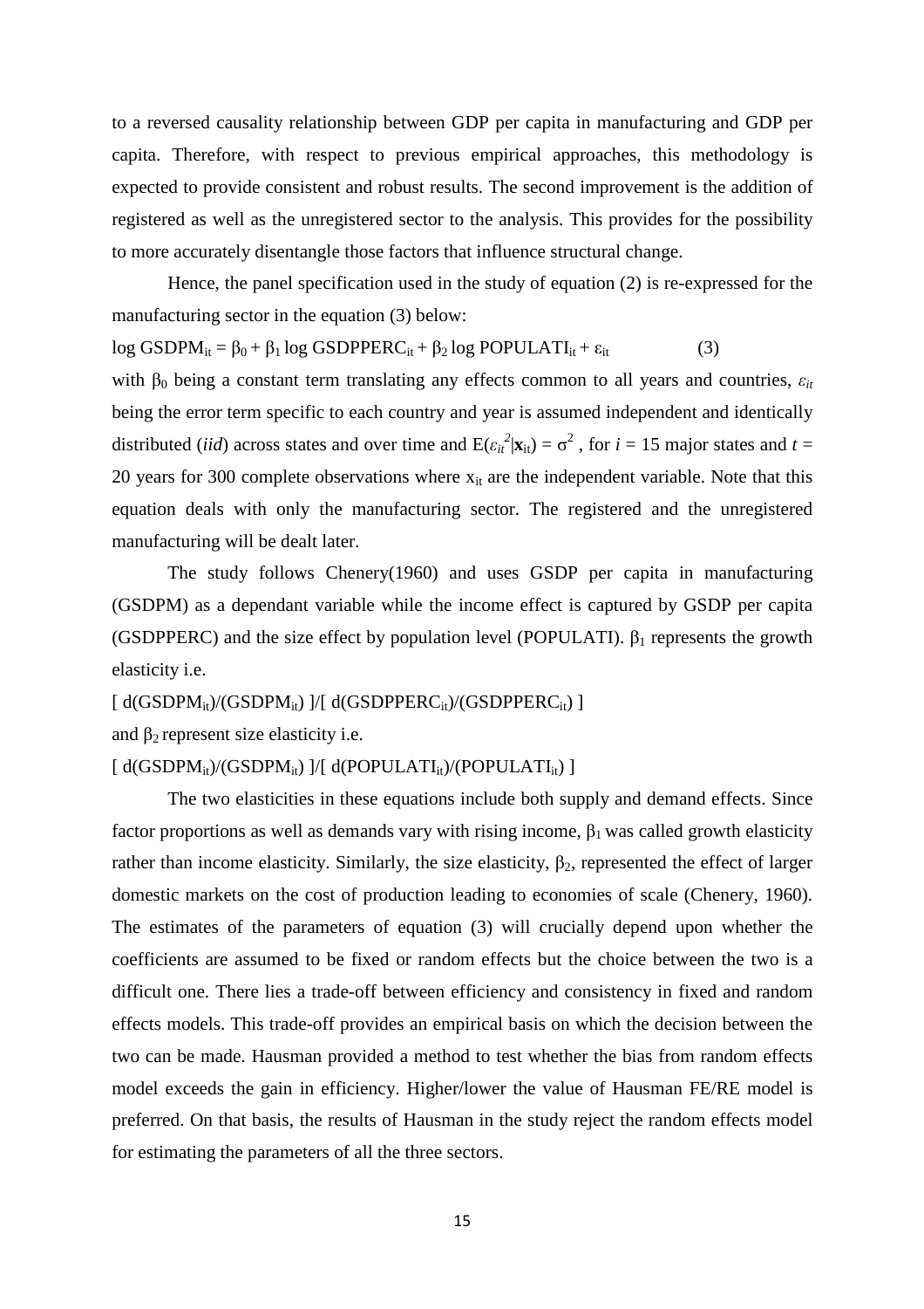to a reversed causality relationship between GDP per capita in manufacturing and GDP per capita. Therefore, with respect to previous empirical approaches, this methodology is expected to provide consistent and robust results. The second improvement is the addition of registered as well as the unregistered sector to the analysis. This provides for the possibility to more accurately disentangle those factors that influence structural change.

Hence, the panel specification used in the study of equation (2) is re-expressed for the manufacturing sector in the equation (3) below:

$$\log GSDPM_{it} = \beta_0 + \beta_1 \log GSDPPERC_{it} + \beta_2 \log POPULATI_{it} + \varepsilon_{it} \qquad (3)$$

with $\beta_0$ being a constant term translating any effects common to all years and countries, $\varepsilon_{it}$ being the error term specific to each country and year is assumed independent and identically distributed (*iid*) across states and over time and $E(\varepsilon_{it}^2|\mathbf{x}_{it}) = \sigma^2$ , for $i$ = 15 major states and $t$ = 20 years for 300 complete observations where $x_{it}$ are the independent variable. Note that this equation deals with only the manufacturing sector. The registered and the unregistered manufacturing will be dealt later.

The study follows Chenery(1960) and uses GSDP per capita in manufacturing (GSDPM) as a dependant variable while the income effect is captured by GSDP per capita (GSDPPERC) and the size effect by population level (POPULATI). $\beta_1$ represents the growth elasticity i.e.

$$[\ d(GSDPM_{it})/(GSDPM_{it})\ ]/[\ d(GSDPPERC_{it})/(GSDPPERC_{it})\ ]$$

and $\beta_2$ represent size elasticity i.e.

$$[\ d(GSDPM_{it})/(GSDPM_{it})\ ]/[\ d(POPULATI_{it})/(POPULATI_{it})\ ]$$

The two elasticities in these equations include both supply and demand effects. Since factor proportions as well as demands vary with rising income, $\beta_1$ was called growth elasticity rather than income elasticity. Similarly, the size elasticity, $\beta_2$, represented the effect of larger domestic markets on the cost of production leading to economies of scale (Chenery, 1960). The estimates of the parameters of equation (3) will crucially depend upon whether the coefficients are assumed to be fixed or random effects but the choice between the two is a difficult one. There lies a trade-off between efficiency and consistency in fixed and random effects models. This trade-off provides an empirical basis on which the decision between the two can be made. Hausman provided a method to test whether the bias from random effects model exceeds the gain in efficiency. Higher/lower the value of Hausman FE/RE model is preferred. On that basis, the results of Hausman in the study reject the random effects model for estimating the parameters of all the three sectors.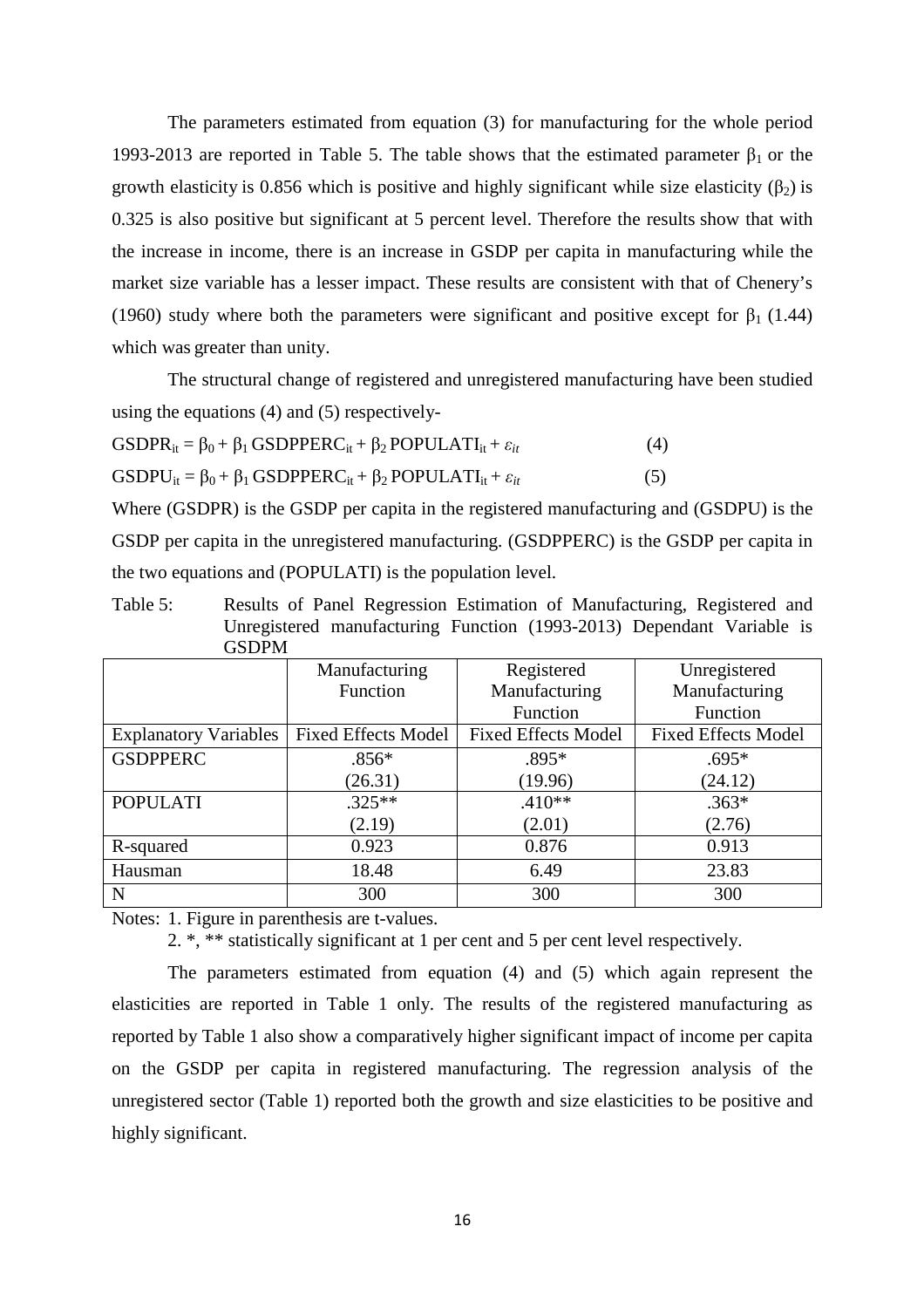The parameters estimated from equation (3) for manufacturing for the whole period 1993-2013 are reported in Table 5. The table shows that the estimated parameter $\beta_1$ or the growth elasticity is 0.856 which is positive and highly significant while size elasticity ($\beta_2$) is 0.325 is also positive but significant at 5 percent level. Therefore the results show that with the increase in income, there is an increase in GSDP per capita in manufacturing while the market size variable has a lesser impact. These results are consistent with that of Chenery's (1960) study where both the parameters were significant and positive except for $\beta_1$ (1.44) which was greater than unity.

The structural change of registered and unregistered manufacturing have been studied using the equations (4) and (5) respectively-

$$GSDPR_{it} = \beta_0 + \beta_1 \, GSDPPERC_{it} + \beta_2 \, POPULATI_{it} + \varepsilon_{it} \quad (4)$$

$$GSDPU_{it} = \beta_0 + \beta_1 \, GSDPPERC_{it} + \beta_2 \, POPULATI_{it} + \varepsilon_{it} \quad (5)$$

Where (GSDPR) is the GSDP per capita in the registered manufacturing and (GSDPU) is the GSDP per capita in the unregistered manufacturing. (GSDPPERC) is the GSDP per capita in the two equations and (POPULATI) is the population level.

Table 5: Results of Panel Regression Estimation of Manufacturing, Registered and Unregistered manufacturing Function (1993-2013) Dependant Variable is GSDPM

| | Manufacturing Function | Registered Manufacturing Function | Unregistered Manufacturing Function |
|---|---|---|---|
| Explanatory Variables | Fixed Effects Model | Fixed Effects Model | Fixed Effects Model |
| GSDPPERC | .856* (26.31) | .895* (19.96) | .695* (24.12) |
| POPULATI | .325** (2.19) | .410** (2.01) | .363* (2.76) |
| R-squared | 0.923 | 0.876 | 0.913 |
| Hausman | 18.48 | 6.49 | 23.83 |
| N | 300 | 300 | 300 |

Notes: 1. Figure in parenthesis are t-values.

2. *, ** statistically significant at 1 per cent and 5 per cent level respectively.

The parameters estimated from equation (4) and (5) which again represent the elasticities are reported in Table 1 only. The results of the registered manufacturing as reported by Table 1 also show a comparatively higher significant impact of income per capita on the GSDP per capita in registered manufacturing. The regression analysis of the unregistered sector (Table 1) reported both the growth and size elasticities to be positive and highly significant.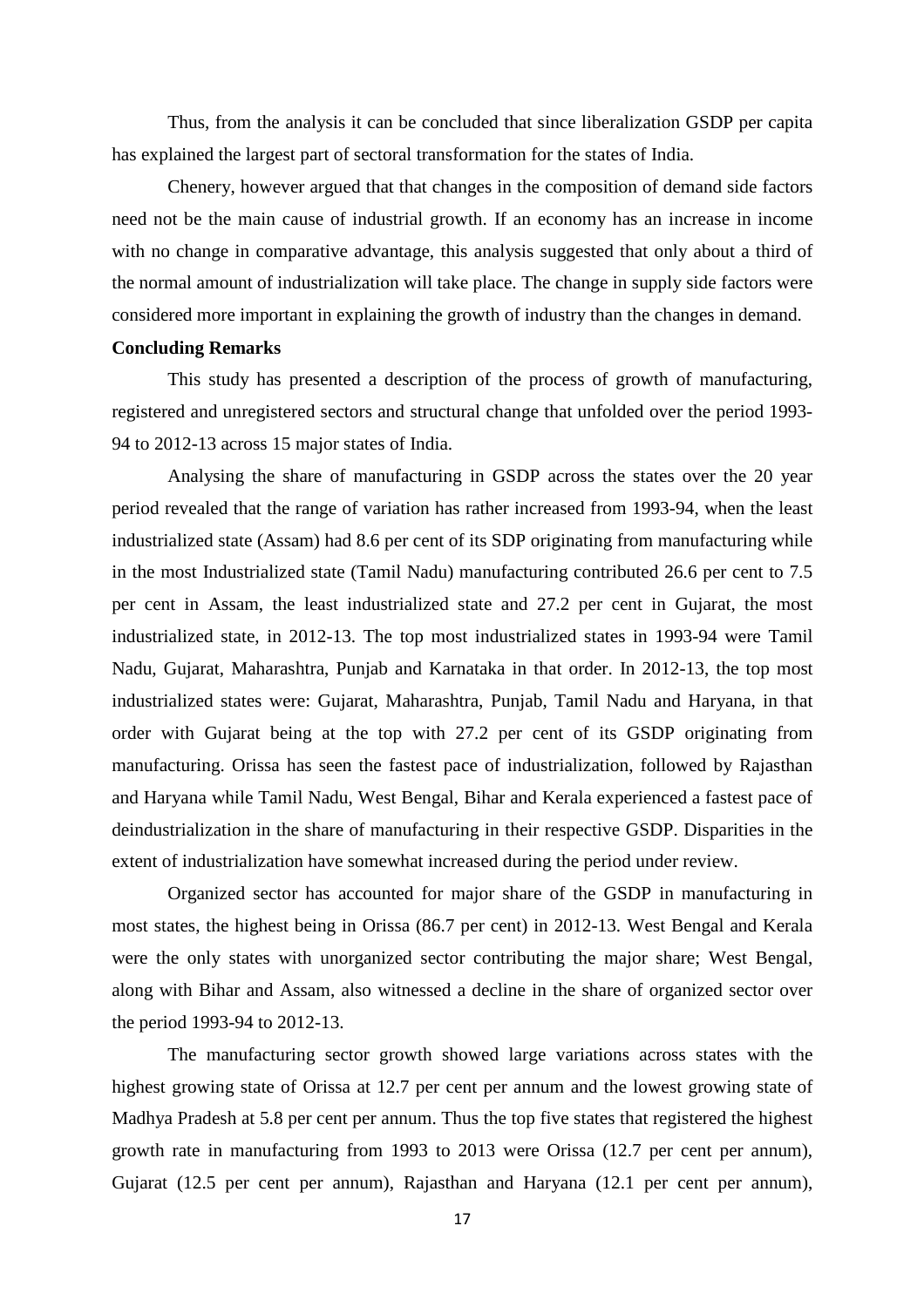Thus, from the analysis it can be concluded that since liberalization GSDP per capita has explained the largest part of sectoral transformation for the states of India.

Chenery, however argued that that changes in the composition of demand side factors need not be the main cause of industrial growth. If an economy has an increase in income with no change in comparative advantage, this analysis suggested that only about a third of the normal amount of industrialization will take place. The change in supply side factors were considered more important in explaining the growth of industry than the changes in demand.

**Concluding Remarks**

This study has presented a description of the process of growth of manufacturing, registered and unregistered sectors and structural change that unfolded over the period 1993-94 to 2012-13 across 15 major states of India.

Analysing the share of manufacturing in GSDP across the states over the 20 year period revealed that the range of variation has rather increased from 1993-94, when the least industrialized state (Assam) had 8.6 per cent of its SDP originating from manufacturing while in the most Industrialized state (Tamil Nadu) manufacturing contributed 26.6 per cent to 7.5 per cent in Assam, the least industrialized state and 27.2 per cent in Gujarat, the most industrialized state, in 2012-13. The top most industrialized states in 1993-94 were Tamil Nadu, Gujarat, Maharashtra, Punjab and Karnataka in that order. In 2012-13, the top most industrialized states were: Gujarat, Maharashtra, Punjab, Tamil Nadu and Haryana, in that order with Gujarat being at the top with 27.2 per cent of its GSDP originating from manufacturing. Orissa has seen the fastest pace of industrialization, followed by Rajasthan and Haryana while Tamil Nadu, West Bengal, Bihar and Kerala experienced a fastest pace of deindustrialization in the share of manufacturing in their respective GSDP. Disparities in the extent of industrialization have somewhat increased during the period under review.

Organized sector has accounted for major share of the GSDP in manufacturing in most states, the highest being in Orissa (86.7 per cent) in 2012-13. West Bengal and Kerala were the only states with unorganized sector contributing the major share; West Bengal, along with Bihar and Assam, also witnessed a decline in the share of organized sector over the period 1993-94 to 2012-13.

The manufacturing sector growth showed large variations across states with the highest growing state of Orissa at 12.7 per cent per annum and the lowest growing state of Madhya Pradesh at 5.8 per cent per annum. Thus the top five states that registered the highest growth rate in manufacturing from 1993 to 2013 were Orissa (12.7 per cent per annum), Gujarat (12.5 per cent per annum), Rajasthan and Haryana (12.1 per cent per annum),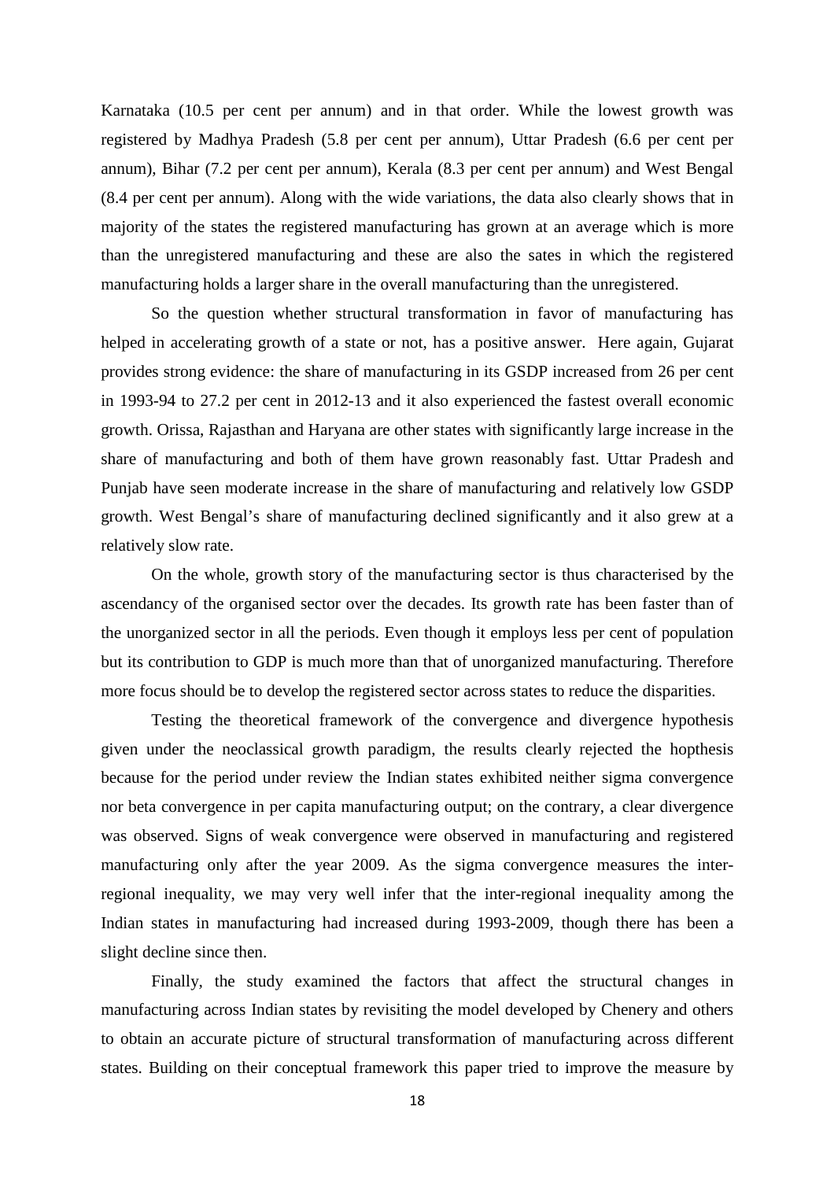Karnataka (10.5 per cent per annum) and in that order. While the lowest growth was registered by Madhya Pradesh (5.8 per cent per annum), Uttar Pradesh (6.6 per cent per annum), Bihar (7.2 per cent per annum), Kerala (8.3 per cent per annum) and West Bengal (8.4 per cent per annum). Along with the wide variations, the data also clearly shows that in majority of the states the registered manufacturing has grown at an average which is more than the unregistered manufacturing and these are also the sates in which the registered manufacturing holds a larger share in the overall manufacturing than the unregistered.

So the question whether structural transformation in favor of manufacturing has helped in accelerating growth of a state or not, has a positive answer. Here again, Gujarat provides strong evidence: the share of manufacturing in its GSDP increased from 26 per cent in 1993-94 to 27.2 per cent in 2012-13 and it also experienced the fastest overall economic growth. Orissa, Rajasthan and Haryana are other states with significantly large increase in the share of manufacturing and both of them have grown reasonably fast. Uttar Pradesh and Punjab have seen moderate increase in the share of manufacturing and relatively low GSDP growth. West Bengal's share of manufacturing declined significantly and it also grew at a relatively slow rate.

On the whole, growth story of the manufacturing sector is thus characterised by the ascendancy of the organised sector over the decades. Its growth rate has been faster than of the unorganized sector in all the periods. Even though it employs less per cent of population but its contribution to GDP is much more than that of unorganized manufacturing. Therefore more focus should be to develop the registered sector across states to reduce the disparities.

Testing the theoretical framework of the convergence and divergence hypothesis given under the neoclassical growth paradigm, the results clearly rejected the hopthesis because for the period under review the Indian states exhibited neither sigma convergence nor beta convergence in per capita manufacturing output; on the contrary, a clear divergence was observed. Signs of weak convergence were observed in manufacturing and registered manufacturing only after the year 2009. As the sigma convergence measures the inter-regional inequality, we may very well infer that the inter-regional inequality among the Indian states in manufacturing had increased during 1993-2009, though there has been a slight decline since then.

Finally, the study examined the factors that affect the structural changes in manufacturing across Indian states by revisiting the model developed by Chenery and others to obtain an accurate picture of structural transformation of manufacturing across different states. Building on their conceptual framework this paper tried to improve the measure by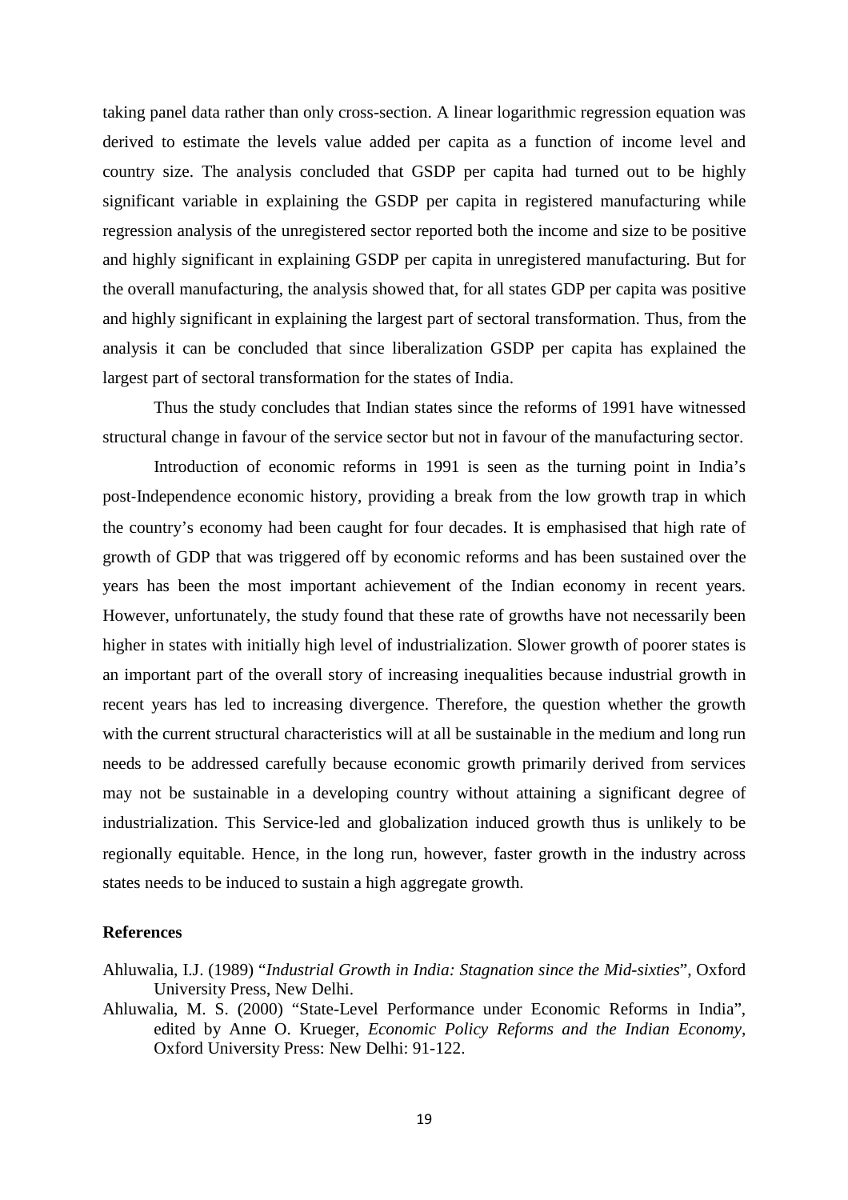taking panel data rather than only cross-section. A linear logarithmic regression equation was derived to estimate the levels value added per capita as a function of income level and country size. The analysis concluded that GSDP per capita had turned out to be highly significant variable in explaining the GSDP per capita in registered manufacturing while regression analysis of the unregistered sector reported both the income and size to be positive and highly significant in explaining GSDP per capita in unregistered manufacturing. But for the overall manufacturing, the analysis showed that, for all states GDP per capita was positive and highly significant in explaining the largest part of sectoral transformation. Thus, from the analysis it can be concluded that since liberalization GSDP per capita has explained the largest part of sectoral transformation for the states of India.

Thus the study concludes that Indian states since the reforms of 1991 have witnessed structural change in favour of the service sector but not in favour of the manufacturing sector.

Introduction of economic reforms in 1991 is seen as the turning point in India's post-Independence economic history, providing a break from the low growth trap in which the country's economy had been caught for four decades. It is emphasised that high rate of growth of GDP that was triggered off by economic reforms and has been sustained over the years has been the most important achievement of the Indian economy in recent years. However, unfortunately, the study found that these rate of growths have not necessarily been higher in states with initially high level of industrialization. Slower growth of poorer states is an important part of the overall story of increasing inequalities because industrial growth in recent years has led to increasing divergence. Therefore, the question whether the growth with the current structural characteristics will at all be sustainable in the medium and long run needs to be addressed carefully because economic growth primarily derived from services may not be sustainable in a developing country without attaining a significant degree of industrialization. This Service-led and globalization induced growth thus is unlikely to be regionally equitable. Hence, in the long run, however, faster growth in the industry across states needs to be induced to sustain a high aggregate growth.

## References

Ahluwalia, I.J. (1989) "*Industrial Growth in India: Stagnation since the Mid-sixties*", Oxford University Press, New Delhi.

Ahluwalia, M. S. (2000) "State-Level Performance under Economic Reforms in India", edited by Anne O. Krueger, *Economic Policy Reforms and the Indian Economy*, Oxford University Press: New Delhi: 91-122.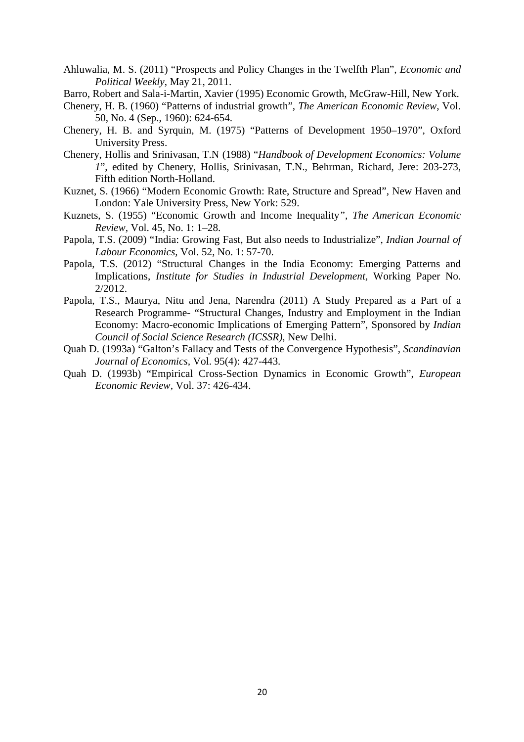Ahluwalia, M. S. (2011) "Prospects and Policy Changes in the Twelfth Plan", *Economic and Political Weekly*, May 21, 2011.

Barro, Robert and Sala-i-Martin, Xavier (1995) Economic Growth, McGraw-Hill, New York.

Chenery, H. B. (1960) "Patterns of industrial growth", *The American Economic Review*, Vol. 50, No. 4 (Sep., 1960): 624-654.

Chenery, H. B. and Syrquin, M. (1975) "Patterns of Development 1950–1970", Oxford University Press.

Chenery, Hollis and Srinivasan, T.N (1988) "*Handbook of Development Economics: Volume 1*", edited by Chenery, Hollis, Srinivasan, T.N., Behrman, Richard, Jere: 203-273, Fifth edition North-Holland.

Kuznet, S. (1966) "Modern Economic Growth: Rate, Structure and Spread", New Haven and London: Yale University Press, New York: 529.

Kuznets, S. (1955) "Economic Growth and Income Inequality*", The American Economic Review,* Vol. 45, No. 1: 1–28.

Papola, T.S. (2009) "India: Growing Fast, But also needs to Industrialize", *Indian Journal of Labour Economics*, Vol. 52, No. 1: 57-70.

Papola, T.S. (2012) "Structural Changes in the India Economy: Emerging Patterns and Implications, *Institute for Studies in Industrial Development,* Working Paper No. 2/2012.

Papola, T.S., Maurya, Nitu and Jena, Narendra (2011) A Study Prepared as a Part of a Research Programme- "Structural Changes, Industry and Employment in the Indian Economy: Macro-economic Implications of Emerging Pattern", Sponsored by *Indian Council of Social Science Research (ICSSR),* New Delhi.

Quah D. (1993a) "Galton's Fallacy and Tests of the Convergence Hypothesis", *Scandinavian Journal of Economics,* Vol. 95(4): 427-443.

Quah D. (1993b) "Empirical Cross-Section Dynamics in Economic Growth", *European Economic Review*, Vol. 37: 426-434.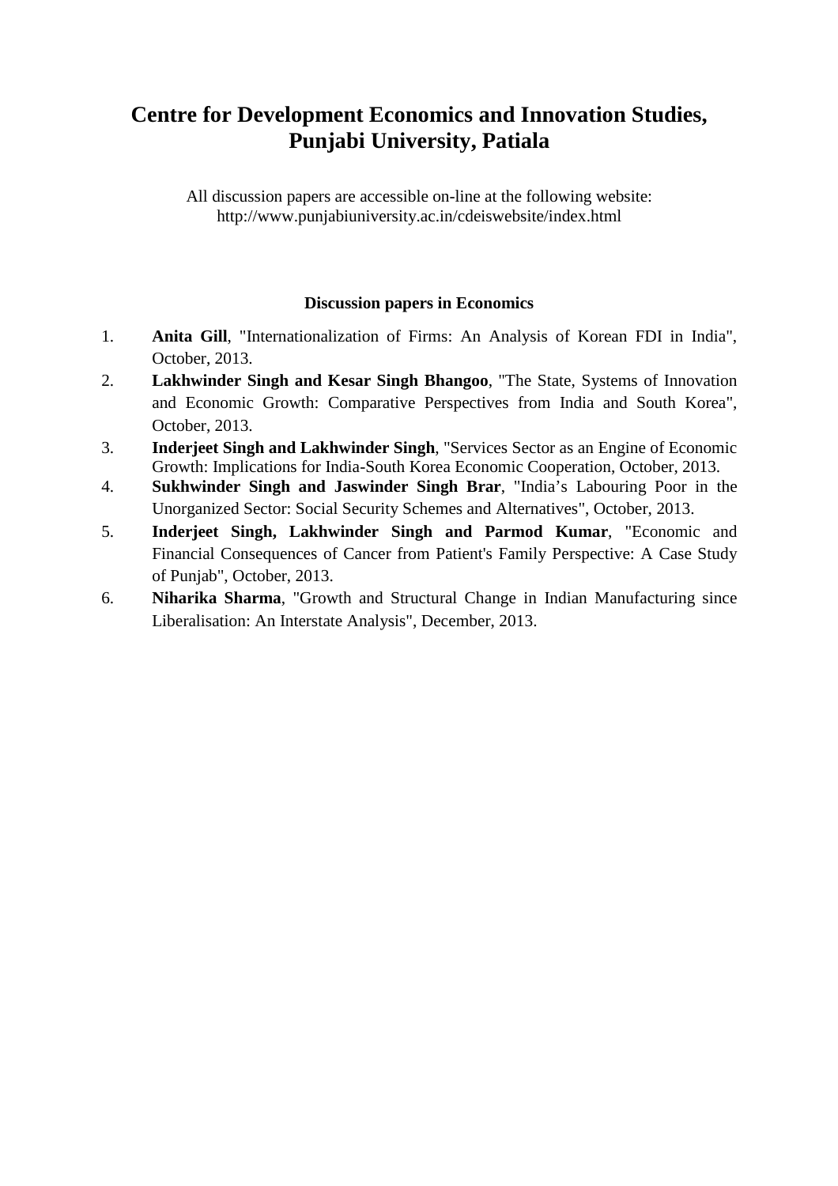# Centre for Development Economics and Innovation Studies, Punjabi University, Patiala

All discussion papers are accessible on-line at the following website:
http://www.punjabiuniversity.ac.in/cdeiswebsite/index.html

### Discussion papers in Economics

1. **Anita Gill**, "Internationalization of Firms: An Analysis of Korean FDI in India", October, 2013.
2. **Lakhwinder Singh and Kesar Singh Bhangoo**, "The State, Systems of Innovation and Economic Growth: Comparative Perspectives from India and South Korea", October, 2013.
3. **Inderjeet Singh and Lakhwinder Singh**, "Services Sector as an Engine of Economic Growth: Implications for India-South Korea Economic Cooperation, October, 2013.
4. **Sukhwinder Singh and Jaswinder Singh Brar**, "India's Labouring Poor in the Unorganized Sector: Social Security Schemes and Alternatives", October, 2013.
5. **Inderjeet Singh, Lakhwinder Singh and Parmod Kumar**, "Economic and Financial Consequences of Cancer from Patient's Family Perspective: A Case Study of Punjab", October, 2013.
6. **Niharika Sharma**, "Growth and Structural Change in Indian Manufacturing since Liberalisation: An Interstate Analysis", December, 2013.